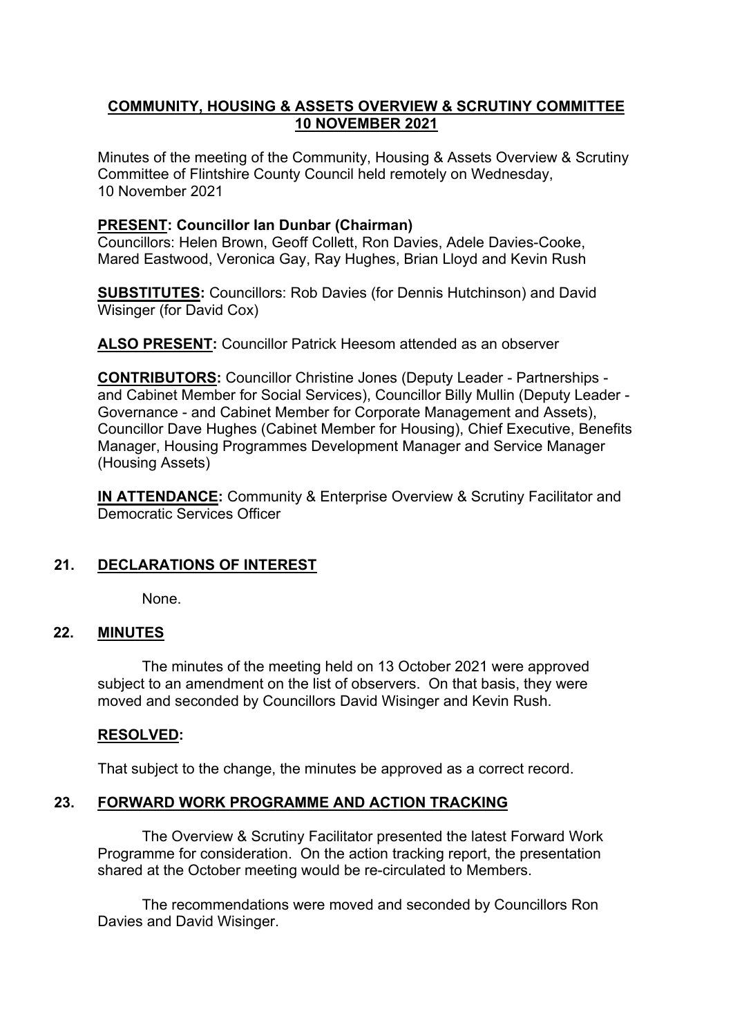# COMMUNITY, HOUSING & ASSETS OVERVIEW & SCRUTINY COMMITTEE
# 10 NOVEMBER 2021

Minutes of the meeting of the Community, Housing & Assets Overview & Scrutiny Committee of Flintshire County Council held remotely on Wednesday, 10 November 2021

**PRESENT: Councillor Ian Dunbar (Chairman)**
Councillors: Helen Brown, Geoff Collett, Ron Davies, Adele Davies-Cooke, Mared Eastwood, Veronica Gay, Ray Hughes, Brian Lloyd and Kevin Rush

**SUBSTITUTES:** Councillors: Rob Davies (for Dennis Hutchinson) and David Wisinger (for David Cox)

**ALSO PRESENT:** Councillor Patrick Heesom attended as an observer

**CONTRIBUTORS:** Councillor Christine Jones (Deputy Leader - Partnerships - and Cabinet Member for Social Services), Councillor Billy Mullin (Deputy Leader - Governance - and Cabinet Member for Corporate Management and Assets), Councillor Dave Hughes (Cabinet Member for Housing), Chief Executive, Benefits Manager, Housing Programmes Development Manager and Service Manager (Housing Assets)

**IN ATTENDANCE:** Community & Enterprise Overview & Scrutiny Facilitator and Democratic Services Officer

## 21. DECLARATIONS OF INTEREST

None.

## 22. MINUTES

The minutes of the meeting held on 13 October 2021 were approved subject to an amendment on the list of observers. On that basis, they were moved and seconded by Councillors David Wisinger and Kevin Rush.

**RESOLVED:**

That subject to the change, the minutes be approved as a correct record.

## 23. FORWARD WORK PROGRAMME AND ACTION TRACKING

The Overview & Scrutiny Facilitator presented the latest Forward Work Programme for consideration. On the action tracking report, the presentation shared at the October meeting would be re-circulated to Members.

The recommendations were moved and seconded by Councillors Ron Davies and David Wisinger.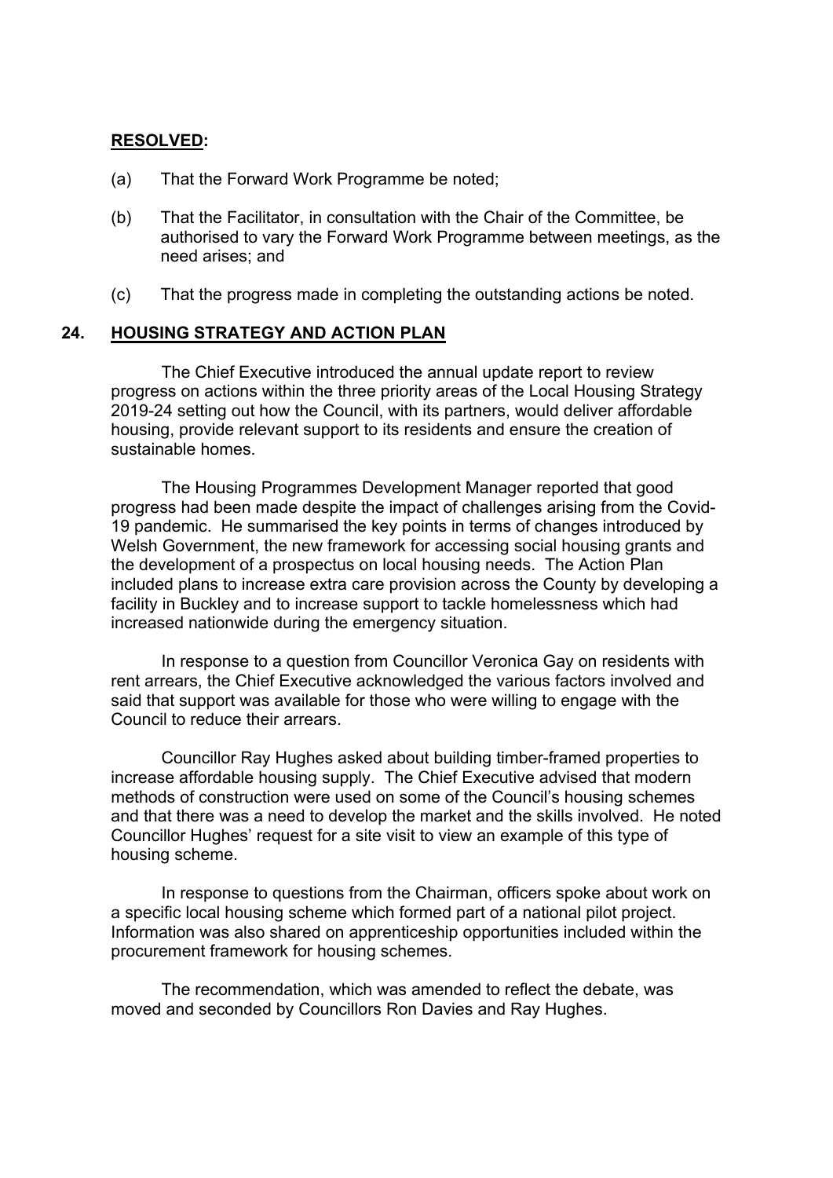**RESOLVED:**

(a) That the Forward Work Programme be noted;

(b) That the Facilitator, in consultation with the Chair of the Committee, be authorised to vary the Forward Work Programme between meetings, as the need arises; and

(c) That the progress made in completing the outstanding actions be noted.

## 24. HOUSING STRATEGY AND ACTION PLAN

The Chief Executive introduced the annual update report to review progress on actions within the three priority areas of the Local Housing Strategy 2019-24 setting out how the Council, with its partners, would deliver affordable housing, provide relevant support to its residents and ensure the creation of sustainable homes.

The Housing Programmes Development Manager reported that good progress had been made despite the impact of challenges arising from the Covid-19 pandemic. He summarised the key points in terms of changes introduced by Welsh Government, the new framework for accessing social housing grants and the development of a prospectus on local housing needs. The Action Plan included plans to increase extra care provision across the County by developing a facility in Buckley and to increase support to tackle homelessness which had increased nationwide during the emergency situation.

In response to a question from Councillor Veronica Gay on residents with rent arrears, the Chief Executive acknowledged the various factors involved and said that support was available for those who were willing to engage with the Council to reduce their arrears.

Councillor Ray Hughes asked about building timber-framed properties to increase affordable housing supply. The Chief Executive advised that modern methods of construction were used on some of the Council's housing schemes and that there was a need to develop the market and the skills involved. He noted Councillor Hughes' request for a site visit to view an example of this type of housing scheme.

In response to questions from the Chairman, officers spoke about work on a specific local housing scheme which formed part of a national pilot project. Information was also shared on apprenticeship opportunities included within the procurement framework for housing schemes.

The recommendation, which was amended to reflect the debate, was moved and seconded by Councillors Ron Davies and Ray Hughes.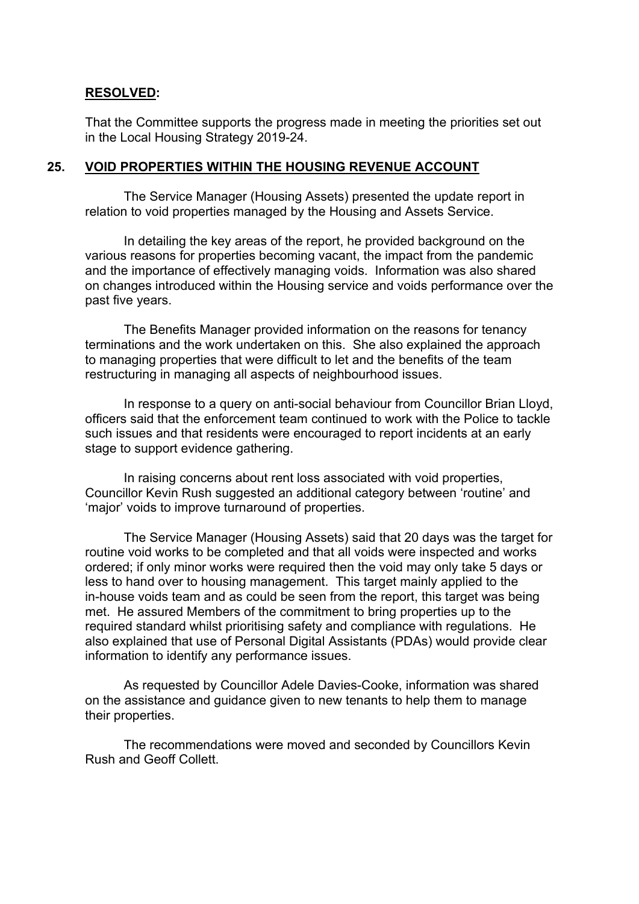**RESOLVED:**

That the Committee supports the progress made in meeting the priorities set out in the Local Housing Strategy 2019-24.

## 25. VOID PROPERTIES WITHIN THE HOUSING REVENUE ACCOUNT

The Service Manager (Housing Assets) presented the update report in relation to void properties managed by the Housing and Assets Service.

In detailing the key areas of the report, he provided background on the various reasons for properties becoming vacant, the impact from the pandemic and the importance of effectively managing voids. Information was also shared on changes introduced within the Housing service and voids performance over the past five years.

The Benefits Manager provided information on the reasons for tenancy terminations and the work undertaken on this. She also explained the approach to managing properties that were difficult to let and the benefits of the team restructuring in managing all aspects of neighbourhood issues.

In response to a query on anti-social behaviour from Councillor Brian Lloyd, officers said that the enforcement team continued to work with the Police to tackle such issues and that residents were encouraged to report incidents at an early stage to support evidence gathering.

In raising concerns about rent loss associated with void properties, Councillor Kevin Rush suggested an additional category between 'routine' and 'major' voids to improve turnaround of properties.

The Service Manager (Housing Assets) said that 20 days was the target for routine void works to be completed and that all voids were inspected and works ordered; if only minor works were required then the void may only take 5 days or less to hand over to housing management. This target mainly applied to the in-house voids team and as could be seen from the report, this target was being met. He assured Members of the commitment to bring properties up to the required standard whilst prioritising safety and compliance with regulations. He also explained that use of Personal Digital Assistants (PDAs) would provide clear information to identify any performance issues.

As requested by Councillor Adele Davies-Cooke, information was shared on the assistance and guidance given to new tenants to help them to manage their properties.

The recommendations were moved and seconded by Councillors Kevin Rush and Geoff Collett.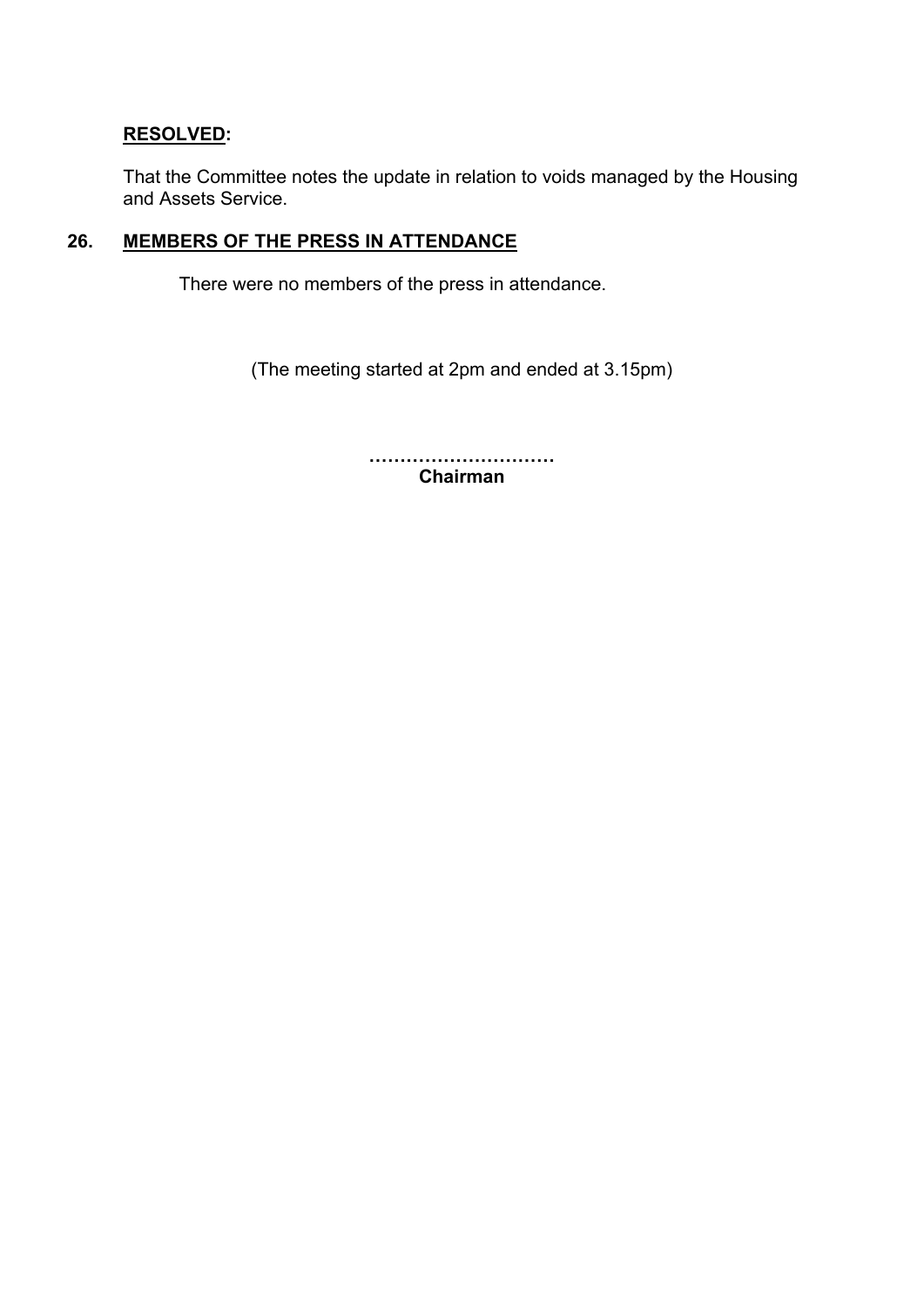**RESOLVED:**

That the Committee notes the update in relation to voids managed by the Housing and Assets Service.

## 26. MEMBERS OF THE PRESS IN ATTENDANCE

There were no members of the press in attendance.

(The meeting started at 2pm and ended at 3.15pm)

…………………………
**Chairman**